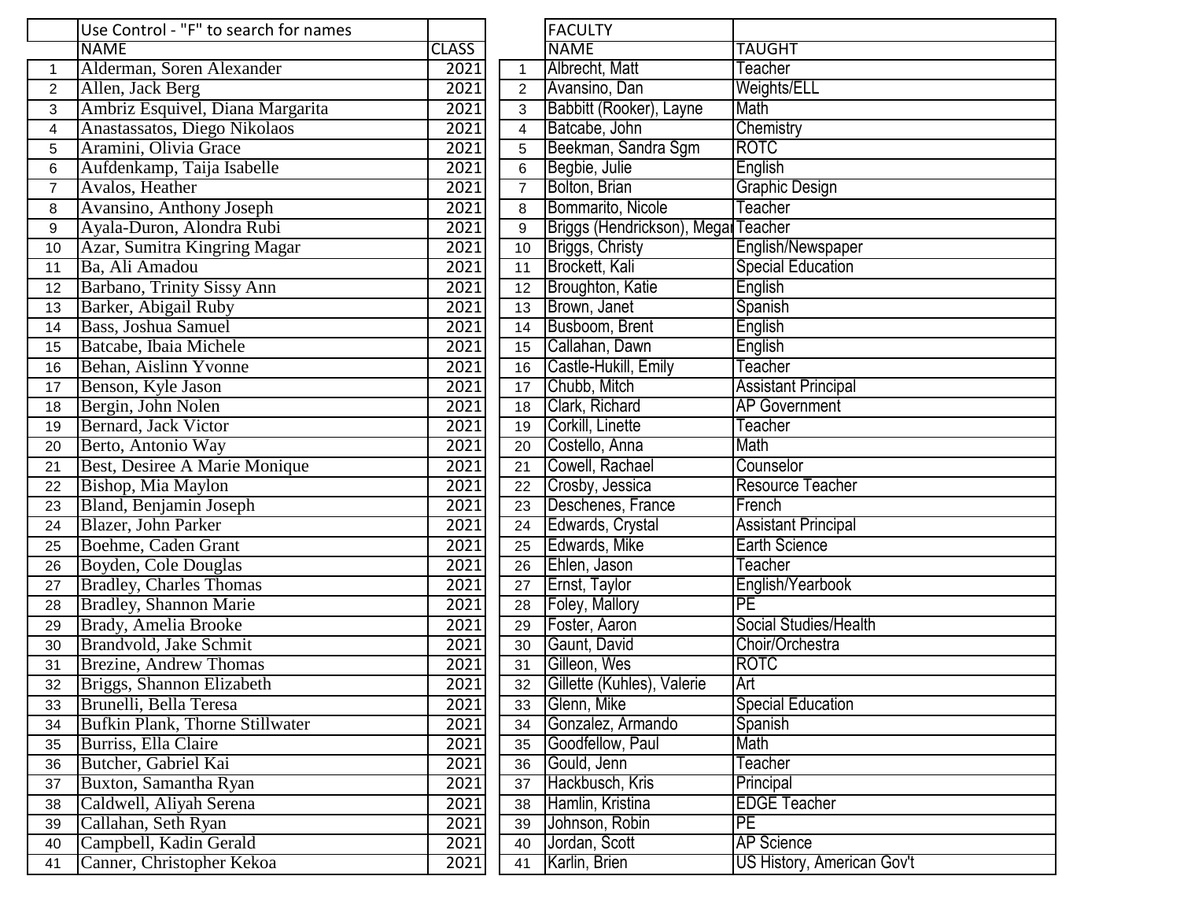| | Use Control - "F" to search for names | |
|---|---|---|
| | NAME | CLASS |
| 1 | Alderman, Soren Alexander | 2021 |
| 2 | Allen, Jack Berg | 2021 |
| 3 | Ambriz Esquivel, Diana Margarita | 2021 |
| 4 | Anastassatos, Diego Nikolaos | 2021 |
| 5 | Aramini, Olivia Grace | 2021 |
| 6 | Aufdenkamp, Taija Isabelle | 2021 |
| 7 | Avalos, Heather | 2021 |
| 8 | Avansino, Anthony Joseph | 2021 |
| 9 | Ayala-Duron, Alondra Rubi | 2021 |
| 10 | Azar, Sumitra Kingring Magar | 2021 |
| 11 | Ba, Ali Amadou | 2021 |
| 12 | Barbano, Trinity Sissy Ann | 2021 |
| 13 | Barker, Abigail Ruby | 2021 |
| 14 | Bass, Joshua Samuel | 2021 |
| 15 | Batcabe, Ibaia Michele | 2021 |
| 16 | Behan, Aislinn Yvonne | 2021 |
| 17 | Benson, Kyle Jason | 2021 |
| 18 | Bergin, John Nolen | 2021 |
| 19 | Bernard, Jack Victor | 2021 |
| 20 | Berto, Antonio Way | 2021 |
| 21 | Best, Desiree A Marie Monique | 2021 |
| 22 | Bishop, Mia Maylon | 2021 |
| 23 | Bland, Benjamin Joseph | 2021 |
| 24 | Blazer, John Parker | 2021 |
| 25 | Boehme, Caden Grant | 2021 |
| 26 | Boyden, Cole Douglas | 2021 |
| 27 | Bradley, Charles Thomas | 2021 |
| 28 | Bradley, Shannon Marie | 2021 |
| 29 | Brady, Amelia Brooke | 2021 |
| 30 | Brandvold, Jake Schmit | 2021 |
| 31 | Brezine, Andrew Thomas | 2021 |
| 32 | Briggs, Shannon Elizabeth | 2021 |
| 33 | Brunelli, Bella Teresa | 2021 |
| 34 | Bufkin Plank, Thorne Stillwater | 2021 |
| 35 | Burriss, Ella Claire | 2021 |
| 36 | Butcher, Gabriel Kai | 2021 |
| 37 | Buxton, Samantha Ryan | 2021 |
| 38 | Caldwell, Aliyah Serena | 2021 |
| 39 | Callahan, Seth Ryan | 2021 |
| 40 | Campbell, Kadin Gerald | 2021 |
| 41 | Canner, Christopher Kekoa | 2021 |

| | FACULTY | |
|---|---|---|
| | NAME | TAUGHT |
| 1 | Albrecht, Matt | Teacher |
| 2 | Avansino, Dan | Weights/ELL |
| 3 | Babbitt (Rooker), Layne | Math |
| 4 | Batcabe, John | Chemistry |
| 5 | Beekman, Sandra Sgm | ROTC |
| 6 | Begbie, Julie | English |
| 7 | Bolton, Brian | Graphic Design |
| 8 | Bommarito, Nicole | Teacher |
| 9 | Briggs (Hendrickson), Megan | Teacher |
| 10 | Briggs, Christy | English/Newspaper |
| 11 | Brockett, Kali | Special Education |
| 12 | Broughton, Katie | English |
| 13 | Brown, Janet | Spanish |
| 14 | Busboom, Brent | English |
| 15 | Callahan, Dawn | English |
| 16 | Castle-Hukill, Emily | Teacher |
| 17 | Chubb, Mitch | Assistant Principal |
| 18 | Clark, Richard | AP Government |
| 19 | Corkill, Linette | Teacher |
| 20 | Costello, Anna | Math |
| 21 | Cowell, Rachael | Counselor |
| 22 | Crosby, Jessica | Resource Teacher |
| 23 | Deschenes, France | French |
| 24 | Edwards, Crystal | Assistant Principal |
| 25 | Edwards, Mike | Earth Science |
| 26 | Ehlen, Jason | Teacher |
| 27 | Ernst, Taylor | English/Yearbook |
| 28 | Foley, Mallory | PE |
| 29 | Foster, Aaron | Social Studies/Health |
| 30 | Gaunt, David | Choir/Orchestra |
| 31 | Gilleon, Wes | ROTC |
| 32 | Gillette (Kuhles), Valerie | Art |
| 33 | Glenn, Mike | Special Education |
| 34 | Gonzalez, Armando | Spanish |
| 35 | Goodfellow, Paul | Math |
| 36 | Gould, Jenn | Teacher |
| 37 | Hackbusch, Kris | Principal |
| 38 | Hamlin, Kristina | EDGE Teacher |
| 39 | Johnson, Robin | PE |
| 40 | Jordan, Scott | AP Science |
| 41 | Karlin, Brien | US History, American Gov't |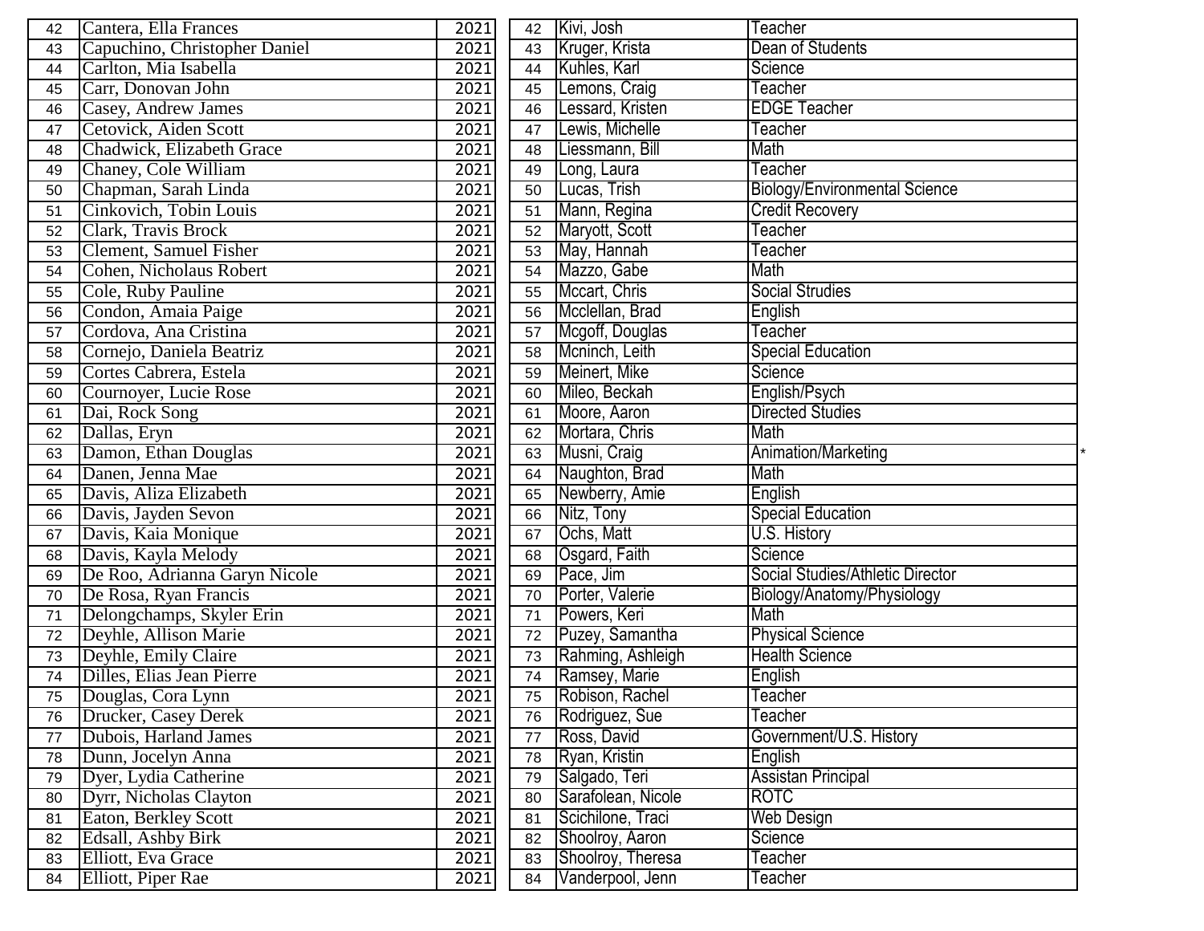| | | |
|---|---|---|
| 42 | Cantera, Ella Frances | 2021 |
| 43 | Capuchino, Christopher Daniel | 2021 |
| 44 | Carlton, Mia Isabella | 2021 |
| 45 | Carr, Donovan John | 2021 |
| 46 | Casey, Andrew James | 2021 |
| 47 | Cetovick, Aiden Scott | 2021 |
| 48 | Chadwick, Elizabeth Grace | 2021 |
| 49 | Chaney, Cole William | 2021 |
| 50 | Chapman, Sarah Linda | 2021 |
| 51 | Cinkovich, Tobin Louis | 2021 |
| 52 | Clark, Travis Brock | 2021 |
| 53 | Clement, Samuel Fisher | 2021 |
| 54 | Cohen, Nicholaus Robert | 2021 |
| 55 | Cole, Ruby Pauline | 2021 |
| 56 | Condon, Amaia Paige | 2021 |
| 57 | Cordova, Ana Cristina | 2021 |
| 58 | Cornejo, Daniela Beatriz | 2021 |
| 59 | Cortes Cabrera, Estela | 2021 |
| 60 | Cournoyer, Lucie Rose | 2021 |
| 61 | Dai, Rock Song | 2021 |
| 62 | Dallas, Eryn | 2021 |
| 63 | Damon, Ethan Douglas | 2021 |
| 64 | Danen, Jenna Mae | 2021 |
| 65 | Davis, Aliza Elizabeth | 2021 |
| 66 | Davis, Jayden Sevon | 2021 |
| 67 | Davis, Kaia Monique | 2021 |
| 68 | Davis, Kayla Melody | 2021 |
| 69 | De Roo, Adrianna Garyn Nicole | 2021 |
| 70 | De Rosa, Ryan Francis | 2021 |
| 71 | Delongchamps, Skyler Erin | 2021 |
| 72 | Deyhle, Allison Marie | 2021 |
| 73 | Deyhle, Emily Claire | 2021 |
| 74 | Dilles, Elias Jean Pierre | 2021 |
| 75 | Douglas, Cora Lynn | 2021 |
| 76 | Drucker, Casey Derek | 2021 |
| 77 | Dubois, Harland James | 2021 |
| 78 | Dunn, Jocelyn Anna | 2021 |
| 79 | Dyer, Lydia Catherine | 2021 |
| 80 | Dyrr, Nicholas Clayton | 2021 |
| 81 | Eaton, Berkley Scott | 2021 |
| 82 | Edsall, Ashby Birk | 2021 |
| 83 | Elliott, Eva Grace | 2021 |
| 84 | Elliott, Piper Rae | 2021 |

| | | | |
|---|---|---|---|
| 42 | Kivi, Josh | Teacher | |
| 43 | Kruger, Krista | Dean of Students | |
| 44 | Kuhles, Karl | Science | |
| 45 | Lemons, Craig | Teacher | |
| 46 | Lessard, Kristen | EDGE Teacher | |
| 47 | Lewis, Michelle | Teacher | |
| 48 | Liessmann, Bill | Math | |
| 49 | Long, Laura | Teacher | |
| 50 | Lucas, Trish | Biology/Environmental Science | |
| 51 | Mann, Regina | Credit Recovery | |
| 52 | Maryott, Scott | Teacher | |
| 53 | May, Hannah | Teacher | |
| 54 | Mazzo, Gabe | Math | |
| 55 | Mccart, Chris | Social Strudies | |
| 56 | Mcclellan, Brad | English | |
| 57 | Mcgoff, Douglas | Teacher | |
| 58 | Mcninch, Leith | Special Education | |
| 59 | Meinert, Mike | Science | |
| 60 | Mileo, Beckah | English/Psych | |
| 61 | Moore, Aaron | Directed Studies | |
| 62 | Mortara, Chris | Math | |
| 63 | Musni, Craig | Animation/Marketing | * |
| 64 | Naughton, Brad | Math | |
| 65 | Newberry, Amie | English | |
| 66 | Nitz, Tony | Special Education | |
| 67 | Ochs, Matt | U.S. History | |
| 68 | Osgard, Faith | Science | |
| 69 | Pace, Jim | Social Studies/Athletic Director | |
| 70 | Porter, Valerie | Biology/Anatomy/Physiology | |
| 71 | Powers, Keri | Math | |
| 72 | Puzey, Samantha | Physical Science | |
| 73 | Rahming, Ashleigh | Health Science | |
| 74 | Ramsey, Marie | English | |
| 75 | Robison, Rachel | Teacher | |
| 76 | Rodriguez, Sue | Teacher | |
| 77 | Ross, David | Government/U.S. History | |
| 78 | Ryan, Kristin | English | |
| 79 | Salgado, Teri | Assistan Principal | |
| 80 | Sarafolean, Nicole | ROTC | |
| 81 | Scichilone, Traci | Web Design | |
| 82 | Shoolroy, Aaron | Science | |
| 83 | Shoolroy, Theresa | Teacher | |
| 84 | Vanderpool, Jenn | Teacher | |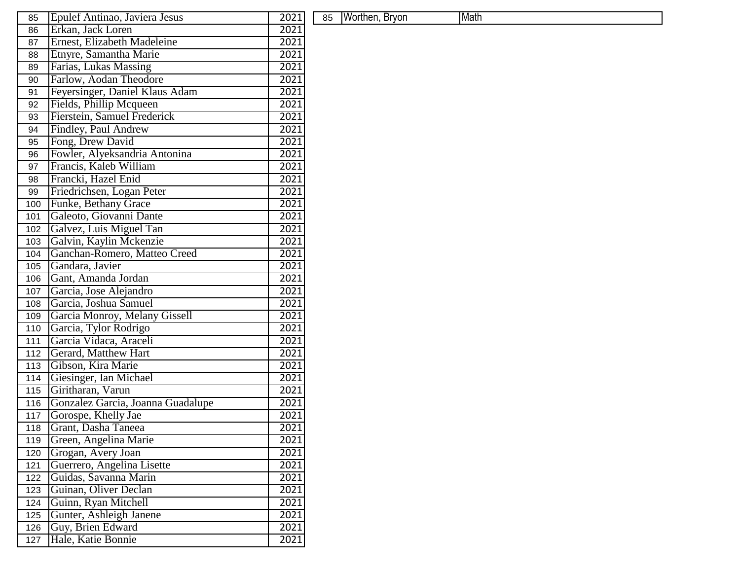| 85 | Epulef Antinao, Javiera Jesus | 2021 |
|---|---|---|
| 86 | Erkan, Jack Loren | 2021 |
| 87 | Ernest, Elizabeth Madeleine | 2021 |
| 88 | Etnyre, Samantha Marie | 2021 |
| 89 | Farias, Lukas Massing | 2021 |
| 90 | Farlow, Aodan Theodore | 2021 |
| 91 | Feyersinger, Daniel Klaus Adam | 2021 |
| 92 | Fields, Phillip Mcqueen | 2021 |
| 93 | Fierstein, Samuel Frederick | 2021 |
| 94 | Findley, Paul Andrew | 2021 |
| 95 | Fong, Drew David | 2021 |
| 96 | Fowler, Alyeksandria Antonina | 2021 |
| 97 | Francis, Kaleb William | 2021 |
| 98 | Francki, Hazel Enid | 2021 |
| 99 | Friedrichsen, Logan Peter | 2021 |
| 100 | Funke, Bethany Grace | 2021 |
| 101 | Galeoto, Giovanni Dante | 2021 |
| 102 | Galvez, Luis Miguel Tan | 2021 |
| 103 | Galvin, Kaylin Mckenzie | 2021 |
| 104 | Ganchan-Romero, Matteo Creed | 2021 |
| 105 | Gandara, Javier | 2021 |
| 106 | Gant, Amanda Jordan | 2021 |
| 107 | Garcia, Jose Alejandro | 2021 |
| 108 | Garcia, Joshua Samuel | 2021 |
| 109 | Garcia Monroy, Melany Gissell | 2021 |
| 110 | Garcia, Tylor Rodrigo | 2021 |
| 111 | Garcia Vidaca, Araceli | 2021 |
| 112 | Gerard, Matthew Hart | 2021 |
| 113 | Gibson, Kira Marie | 2021 |
| 114 | Giesinger, Ian Michael | 2021 |
| 115 | Giritharan, Varun | 2021 |
| 116 | Gonzalez Garcia, Joanna Guadalupe | 2021 |
| 117 | Gorospe, Khelly Jae | 2021 |
| 118 | Grant, Dasha Taneea | 2021 |
| 119 | Green, Angelina Marie | 2021 |
| 120 | Grogan, Avery Joan | 2021 |
| 121 | Guerrero, Angelina Lisette | 2021 |
| 122 | Guidas, Savanna Marin | 2021 |
| 123 | Guinan, Oliver Declan | 2021 |
| 124 | Guinn, Ryan Mitchell | 2021 |
| 125 | Gunter, Ashleigh Janene | 2021 |
| 126 | Guy, Brien Edward | 2021 |
| 127 | Hale, Katie Bonnie | 2021 |

| 85 | Worthen, Bryon | Math |
|---|---|---|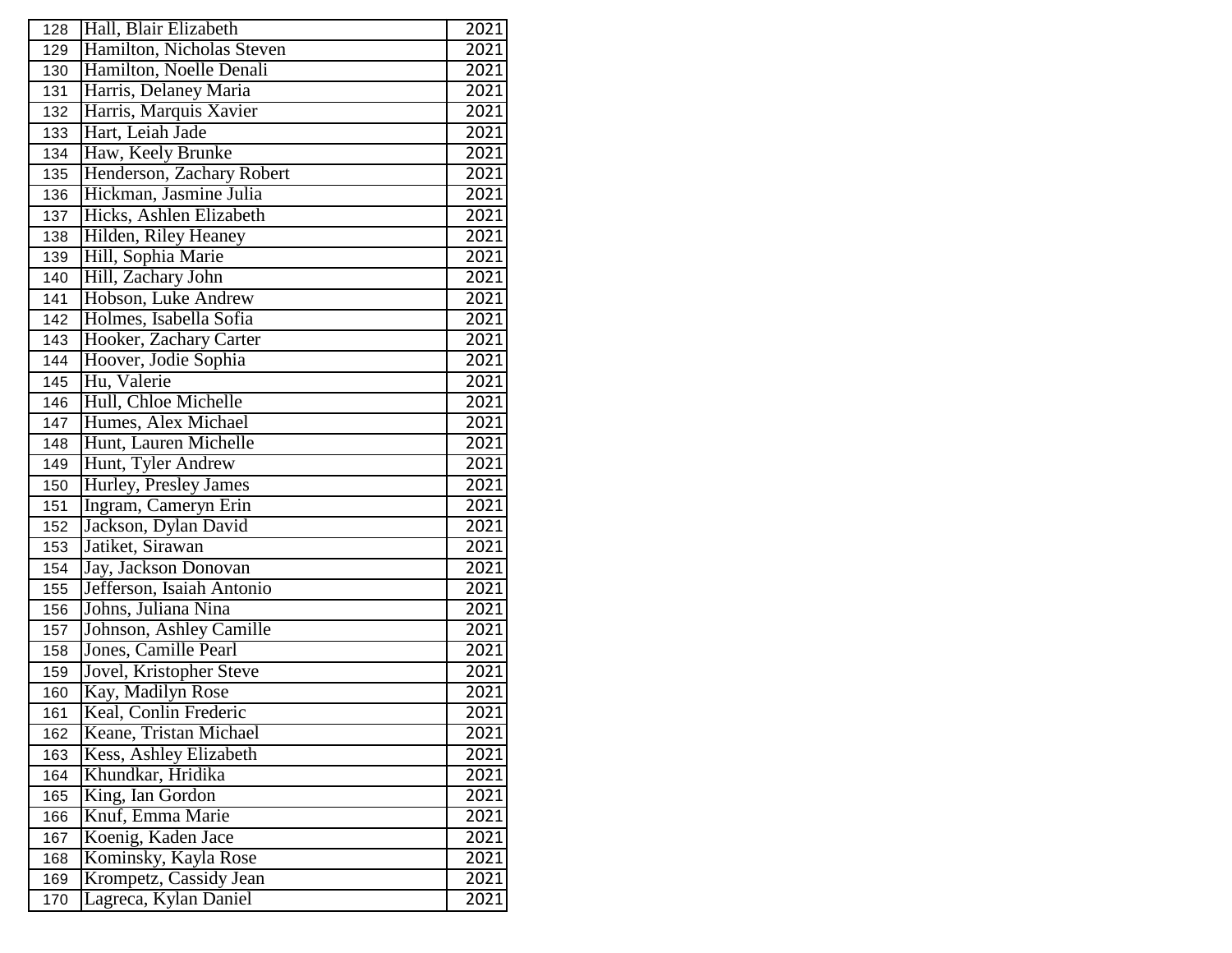| 128 | Hall, Blair Elizabeth | 2021 |
|---|---|---|
| 129 | Hamilton, Nicholas Steven | 2021 |
| 130 | Hamilton, Noelle Denali | 2021 |
| 131 | Harris, Delaney Maria | 2021 |
| 132 | Harris, Marquis Xavier | 2021 |
| 133 | Hart, Leiah Jade | 2021 |
| 134 | Haw, Keely Brunke | 2021 |
| 135 | Henderson, Zachary Robert | 2021 |
| 136 | Hickman, Jasmine Julia | 2021 |
| 137 | Hicks, Ashlen Elizabeth | 2021 |
| 138 | Hilden, Riley Heaney | 2021 |
| 139 | Hill, Sophia Marie | 2021 |
| 140 | Hill, Zachary John | 2021 |
| 141 | Hobson, Luke Andrew | 2021 |
| 142 | Holmes, Isabella Sofia | 2021 |
| 143 | Hooker, Zachary Carter | 2021 |
| 144 | Hoover, Jodie Sophia | 2021 |
| 145 | Hu, Valerie | 2021 |
| 146 | Hull, Chloe Michelle | 2021 |
| 147 | Humes, Alex Michael | 2021 |
| 148 | Hunt, Lauren Michelle | 2021 |
| 149 | Hunt, Tyler Andrew | 2021 |
| 150 | Hurley, Presley James | 2021 |
| 151 | Ingram, Cameryn Erin | 2021 |
| 152 | Jackson, Dylan David | 2021 |
| 153 | Jatiket, Sirawan | 2021 |
| 154 | Jay, Jackson Donovan | 2021 |
| 155 | Jefferson, Isaiah Antonio | 2021 |
| 156 | Johns, Juliana Nina | 2021 |
| 157 | Johnson, Ashley Camille | 2021 |
| 158 | Jones, Camille Pearl | 2021 |
| 159 | Jovel, Kristopher Steve | 2021 |
| 160 | Kay, Madilyn Rose | 2021 |
| 161 | Keal, Conlin Frederic | 2021 |
| 162 | Keane, Tristan Michael | 2021 |
| 163 | Kess, Ashley Elizabeth | 2021 |
| 164 | Khundkar, Hridika | 2021 |
| 165 | King, Ian Gordon | 2021 |
| 166 | Knuf, Emma Marie | 2021 |
| 167 | Koenig, Kaden Jace | 2021 |
| 168 | Kominsky, Kayla Rose | 2021 |
| 169 | Krompetz, Cassidy Jean | 2021 |
| 170 | Lagreca, Kylan Daniel | 2021 |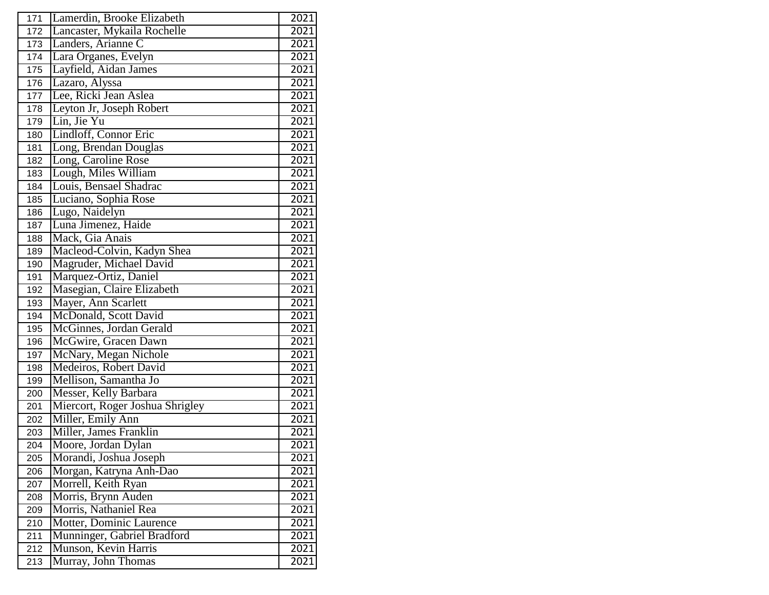| | | |
|---|---|---|
| 171 | Lamerdin, Brooke Elizabeth | 2021 |
| 172 | Lancaster, Mykaila Rochelle | 2021 |
| 173 | Landers, Arianne C | 2021 |
| 174 | Lara Organes, Evelyn | 2021 |
| 175 | Layfield, Aidan James | 2021 |
| 176 | Lazaro, Alyssa | 2021 |
| 177 | Lee, Ricki Jean Aslea | 2021 |
| 178 | Leyton Jr, Joseph Robert | 2021 |
| 179 | Lin, Jie Yu | 2021 |
| 180 | Lindloff, Connor Eric | 2021 |
| 181 | Long, Brendan Douglas | 2021 |
| 182 | Long, Caroline Rose | 2021 |
| 183 | Lough, Miles William | 2021 |
| 184 | Louis, Bensael Shadrac | 2021 |
| 185 | Luciano, Sophia Rose | 2021 |
| 186 | Lugo, Naidelyn | 2021 |
| 187 | Luna Jimenez, Haide | 2021 |
| 188 | Mack, Gia Anais | 2021 |
| 189 | Macleod-Colvin, Kadyn Shea | 2021 |
| 190 | Magruder, Michael David | 2021 |
| 191 | Marquez-Ortiz, Daniel | 2021 |
| 192 | Masegian, Claire Elizabeth | 2021 |
| 193 | Mayer, Ann Scarlett | 2021 |
| 194 | McDonald, Scott David | 2021 |
| 195 | McGinnes, Jordan Gerald | 2021 |
| 196 | McGwire, Gracen Dawn | 2021 |
| 197 | McNary, Megan Nichole | 2021 |
| 198 | Medeiros, Robert David | 2021 |
| 199 | Mellison, Samantha Jo | 2021 |
| 200 | Messer, Kelly Barbara | 2021 |
| 201 | Miercort, Roger Joshua Shrigley | 2021 |
| 202 | Miller, Emily Ann | 2021 |
| 203 | Miller, James Franklin | 2021 |
| 204 | Moore, Jordan Dylan | 2021 |
| 205 | Morandi, Joshua Joseph | 2021 |
| 206 | Morgan, Katryna Anh-Dao | 2021 |
| 207 | Morrell, Keith Ryan | 2021 |
| 208 | Morris, Brynn Auden | 2021 |
| 209 | Morris, Nathaniel Rea | 2021 |
| 210 | Motter, Dominic Laurence | 2021 |
| 211 | Munninger, Gabriel Bradford | 2021 |
| 212 | Munson, Kevin Harris | 2021 |
| 213 | Murray, John Thomas | 2021 |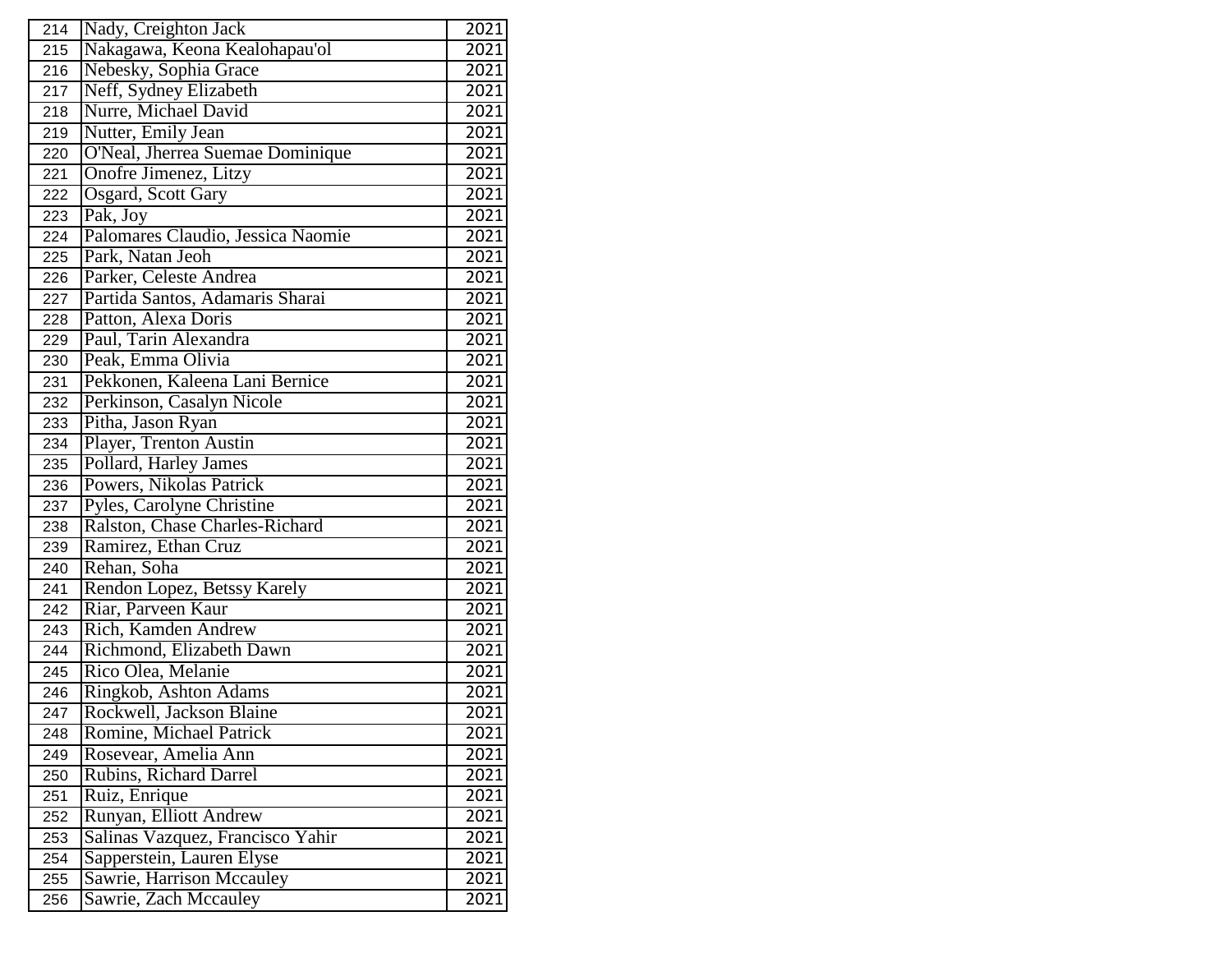| | | |
|---|---|---|
| 214 | Nady, Creighton Jack | 2021 |
| 215 | Nakagawa, Keona Kealohapau'ol | 2021 |
| 216 | Nebesky, Sophia Grace | 2021 |
| 217 | Neff, Sydney Elizabeth | 2021 |
| 218 | Nurre, Michael David | 2021 |
| 219 | Nutter, Emily Jean | 2021 |
| 220 | O'Neal, Jherrea Suemae Dominique | 2021 |
| 221 | Onofre Jimenez, Litzy | 2021 |
| 222 | Osgard, Scott Gary | 2021 |
| 223 | Pak, Joy | 2021 |
| 224 | Palomares Claudio, Jessica Naomie | 2021 |
| 225 | Park, Natan Jeoh | 2021 |
| 226 | Parker, Celeste Andrea | 2021 |
| 227 | Partida Santos, Adamaris Sharai | 2021 |
| 228 | Patton, Alexa Doris | 2021 |
| 229 | Paul, Tarin Alexandra | 2021 |
| 230 | Peak, Emma Olivia | 2021 |
| 231 | Pekkonen, Kaleena Lani Bernice | 2021 |
| 232 | Perkinson, Casalyn Nicole | 2021 |
| 233 | Pitha, Jason Ryan | 2021 |
| 234 | Player, Trenton Austin | 2021 |
| 235 | Pollard, Harley James | 2021 |
| 236 | Powers, Nikolas Patrick | 2021 |
| 237 | Pyles, Carolyne Christine | 2021 |
| 238 | Ralston, Chase Charles-Richard | 2021 |
| 239 | Ramirez, Ethan Cruz | 2021 |
| 240 | Rehan, Soha | 2021 |
| 241 | Rendon Lopez, Betssy Karely | 2021 |
| 242 | Riar, Parveen Kaur | 2021 |
| 243 | Rich, Kamden Andrew | 2021 |
| 244 | Richmond, Elizabeth Dawn | 2021 |
| 245 | Rico Olea, Melanie | 2021 |
| 246 | Ringkob, Ashton Adams | 2021 |
| 247 | Rockwell, Jackson Blaine | 2021 |
| 248 | Romine, Michael Patrick | 2021 |
| 249 | Rosevear, Amelia Ann | 2021 |
| 250 | Rubins, Richard Darrel | 2021 |
| 251 | Ruiz, Enrique | 2021 |
| 252 | Runyan, Elliott Andrew | 2021 |
| 253 | Salinas Vazquez, Francisco Yahir | 2021 |
| 254 | Sapperstein, Lauren Elyse | 2021 |
| 255 | Sawrie, Harrison Mccauley | 2021 |
| 256 | Sawrie, Zach Mccauley | 2021 |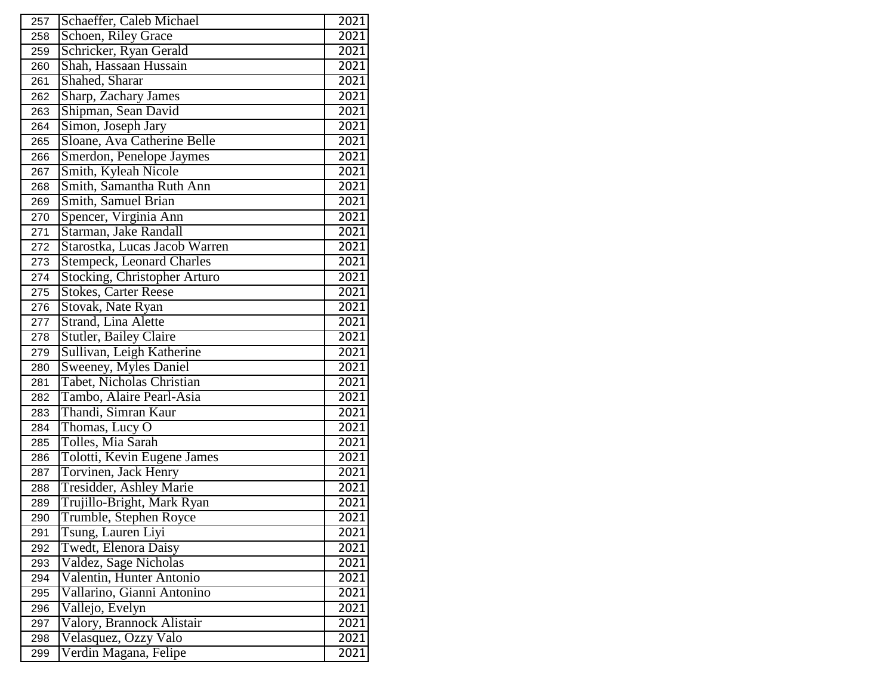| | | |
|---|---|---|
| 257 | Schaeffer, Caleb Michael | 2021 |
| 258 | Schoen, Riley Grace | 2021 |
| 259 | Schricker, Ryan Gerald | 2021 |
| 260 | Shah, Hassaan Hussain | 2021 |
| 261 | Shahed, Sharar | 2021 |
| 262 | Sharp, Zachary James | 2021 |
| 263 | Shipman, Sean David | 2021 |
| 264 | Simon, Joseph Jary | 2021 |
| 265 | Sloane, Ava Catherine Belle | 2021 |
| 266 | Smerdon, Penelope Jaymes | 2021 |
| 267 | Smith, Kyleah Nicole | 2021 |
| 268 | Smith, Samantha Ruth Ann | 2021 |
| 269 | Smith, Samuel Brian | 2021 |
| 270 | Spencer, Virginia Ann | 2021 |
| 271 | Starman, Jake Randall | 2021 |
| 272 | Starostka, Lucas Jacob Warren | 2021 |
| 273 | Stempeck, Leonard Charles | 2021 |
| 274 | Stocking, Christopher Arturo | 2021 |
| 275 | Stokes, Carter Reese | 2021 |
| 276 | Stovak, Nate Ryan | 2021 |
| 277 | Strand, Lina Alette | 2021 |
| 278 | Stutler, Bailey Claire | 2021 |
| 279 | Sullivan, Leigh Katherine | 2021 |
| 280 | Sweeney, Myles Daniel | 2021 |
| 281 | Tabet, Nicholas Christian | 2021 |
| 282 | Tambo, Alaire Pearl-Asia | 2021 |
| 283 | Thandi, Simran Kaur | 2021 |
| 284 | Thomas, Lucy O | 2021 |
| 285 | Tolles, Mia Sarah | 2021 |
| 286 | Tolotti, Kevin Eugene James | 2021 |
| 287 | Torvinen, Jack Henry | 2021 |
| 288 | Tresidder, Ashley Marie | 2021 |
| 289 | Trujillo-Bright, Mark Ryan | 2021 |
| 290 | Trumble, Stephen Royce | 2021 |
| 291 | Tsung, Lauren Liyi | 2021 |
| 292 | Twedt, Elenora Daisy | 2021 |
| 293 | Valdez, Sage Nicholas | 2021 |
| 294 | Valentin, Hunter Antonio | 2021 |
| 295 | Vallarino, Gianni Antonino | 2021 |
| 296 | Vallejo, Evelyn | 2021 |
| 297 | Valory, Brannock Alistair | 2021 |
| 298 | Velasquez, Ozzy Valo | 2021 |
| 299 | Verdin Magana, Felipe | 2021 |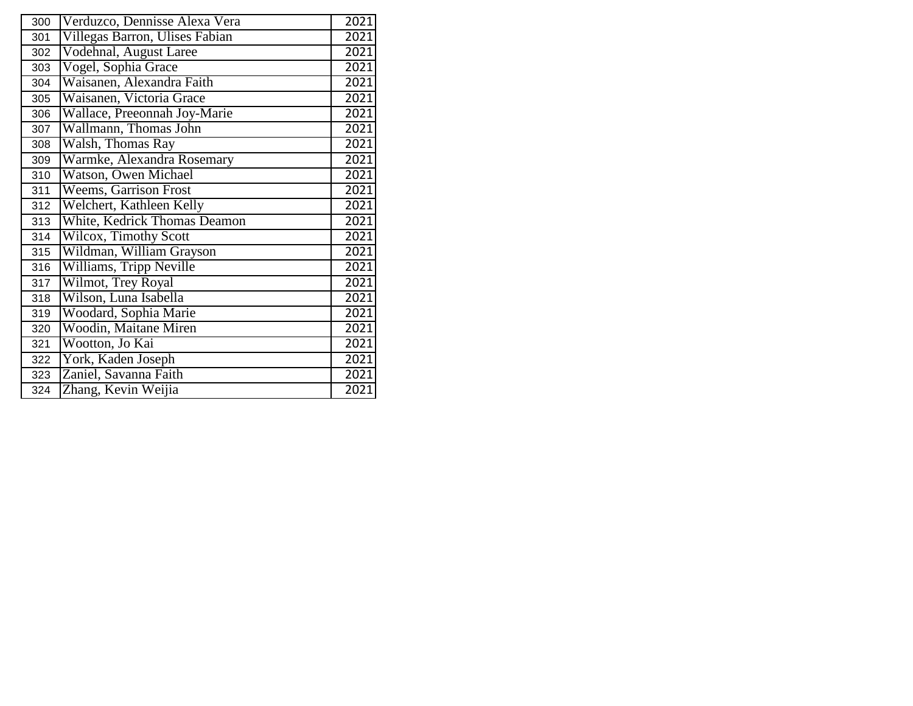| | | |
|---|---|---|
| 300 | Verduzco, Dennisse Alexa Vera | 2021 |
| 301 | Villegas Barron, Ulises Fabian | 2021 |
| 302 | Vodehnal, August Laree | 2021 |
| 303 | Vogel, Sophia Grace | 2021 |
| 304 | Waisanen, Alexandra Faith | 2021 |
| 305 | Waisanen, Victoria Grace | 2021 |
| 306 | Wallace, Preeonnah Joy-Marie | 2021 |
| 307 | Wallmann, Thomas John | 2021 |
| 308 | Walsh, Thomas Ray | 2021 |
| 309 | Warmke, Alexandra Rosemary | 2021 |
| 310 | Watson, Owen Michael | 2021 |
| 311 | Weems, Garrison Frost | 2021 |
| 312 | Welchert, Kathleen Kelly | 2021 |
| 313 | White, Kedrick Thomas Deamon | 2021 |
| 314 | Wilcox, Timothy Scott | 2021 |
| 315 | Wildman, William Grayson | 2021 |
| 316 | Williams, Tripp Neville | 2021 |
| 317 | Wilmot, Trey Royal | 2021 |
| 318 | Wilson, Luna Isabella | 2021 |
| 319 | Woodard, Sophia Marie | 2021 |
| 320 | Woodin, Maitane Miren | 2021 |
| 321 | Wootton, Jo Kai | 2021 |
| 322 | York, Kaden Joseph | 2021 |
| 323 | Zaniel, Savanna Faith | 2021 |
| 324 | Zhang, Kevin Weijia | 2021 |